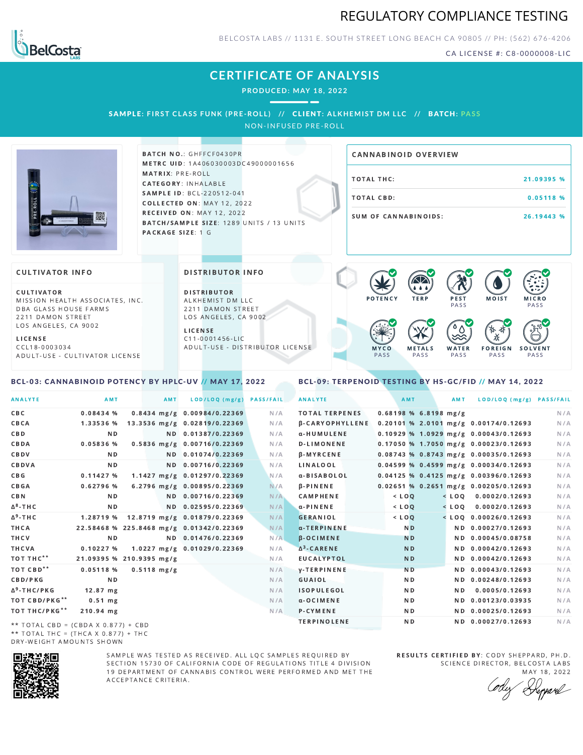# REGULATORY COMPLIANCE TESTING

BELCOSTA LABS // 1131 E. SOUTH STREET LONG BEACH CA 90805 // PH: (562) 676-4206

CA LICENSE #: C8-0000008-LIC

## CERTIFICATE OF ANALYSIS

**PRODUCED: MAY 18, 2022**

**SAMPLE: FIRST CLASS FUNK (PRE-ROLL)** // **CLIENT: ALKHEMIST DM LLC** // **BATCH: PASS**

NON-INFUSED PRE-ROLL

**BATCH NO.**: GHFFCF0430PR
**METRC UID**: 1A406030003DC49000001656
**MATRIX**: PRE-ROLL
**CATEGORY**: INHALABLE
**SAMPLE ID**: BCL-220512-041
**COLLECTED ON**: MAY 12, 2022
**RECEIVED ON**: MAY 12, 2022
**BATCH/SAMPLE SIZE**: 1289 UNITS / 13 UNITS
**PACKAGE SIZE**: 1 G

### CANNABINOID OVERVIEW

| | |
|---|---|
| TOTAL THC: | 21.09395 % |
| TOTAL CBD: | 0.05118 % |
| SUM OF CANNABINOIDS: | 26.19443 % |

### CULTIVATOR INFO

**CULTIVATOR**
MISSION HEALTH ASSOCIATES, INC.
DBA GLASS HOUSE FARMS
2211 DAMON STREET
LOS ANGELES, CA 9002

**LICENSE**
CCL18-0003034
ADULT-USE - CULTIVATOR LICENSE

### DISTRIBUTOR INFO

**DISTRIBUTOR**
ALKHEMIST DM LLC
2211 DAMON STREET
LOS ANGELES, CA 9002

**LICENSE**
C11-0001456-LIC
ADULT-USE - DISTRIBUTOR LICENSE

POTENCY | TERP | PEST PASS | MOIST | MICRO PASS | MYCO PASS | METALS PASS | WATER PASS | FOREIGN PASS | SOLVENT PASS

### BCL-03: CANNABINOID POTENCY BY HPLC-UV // MAY 17, 2022

| ANALYTE | AMT | AMT | LOD/LOQ (mg/g) | PASS/FAIL |
|---|---|---|---|---|
| CBC | 0.08434 % | 0.8434 mg/g | 0.00984/0.22369 | N/A |
| CBCA | 1.33536 % | 13.3536 mg/g | 0.02819/0.22369 | N/A |
| CBD | ND | ND | 0.01387/0.22369 | N/A |
| CBDA | 0.05836 % | 0.5836 mg/g | 0.00716/0.22369 | N/A |
| CBDV | ND | ND | 0.01074/0.22369 | N/A |
| CBDVA | ND | ND | 0.00716/0.22369 | N/A |
| CBG | 0.11427 % | 1.1427 mg/g | 0.01297/0.22369 | N/A |
| CBGA | 0.62796 % | 6.2796 mg/g | 0.00895/0.22369 | N/A |
| CBN | ND | ND | 0.00716/0.22369 | N/A |
| $\Delta^8$-THC | ND | ND | 0.02595/0.22369 | N/A |
| $\Delta^9$-THC | 1.28719 % | 12.8719 mg/g | 0.01879/0.22369 | N/A |
| THCA | 22.58468 % | 225.8468 mg/g | 0.01342/0.22369 | N/A |
| THCV | ND | ND | 0.01476/0.22369 | N/A |
| THCVA | 0.10227 % | 1.0227 mg/g | 0.01029/0.22369 | N/A |
| TOT THC** | 21.09395 % | 210.9395 mg/g | | N/A |
| TOT CBD** | 0.05118 % | 0.5118 mg/g | | N/A |
| CBD/PKG | ND | | | N/A |
| $\Delta^9$-THC/PKG | 12.87 mg | | | N/A |
| TOT CBD/PKG** | 0.51 mg | | | N/A |
| TOT THC/PKG** | 210.94 mg | | | N/A |

** TOTAL CBD = (CBDA X 0.877) + CBD
** TOTAL THC = (THCA X 0.877) + THC
DRY-WEIGHT AMOUNTS SHOWN

### BCL-09: TERPENOID TESTING BY HS-GC/FID // MAY 14, 2022

| ANALYTE | AMT | AMT | LOD/LOQ (mg/g) | PASS/FAIL |
|---|---|---|---|---|
| TOTAL TERPENES | 0.68198 % | 6.8198 mg/g | | N/A |
| β-CARYOPHYLLENE | 0.20101 % | 2.0101 mg/g | 0.00174/0.12693 | N/A |
| α-HUMULENE | 0.10929 % | 1.0929 mg/g | 0.00043/0.12693 | N/A |
| D-LIMONENE | 0.17050 % | 1.7050 mg/g | 0.00023/0.12693 | N/A |
| β-MYRCENE | 0.08743 % | 0.8743 mg/g | 0.00035/0.12693 | N/A |
| LINALOOL | 0.04599 % | 0.4599 mg/g | 0.00034/0.12693 | N/A |
| α-BISABOLOL | 0.04125 % | 0.4125 mg/g | 0.00396/0.12693 | N/A |
| β-PINENE | 0.02651 % | 0.2651 mg/g | 0.00205/0.12693 | N/A |
| CAMPHENE | < LOQ | < LOQ | 0.0002/0.12693 | N/A |
| α-PINENE | < LOQ | < LOQ | 0.0002/0.12693 | N/A |
| GERANIOL | < LOQ | < LOQ | 0.00026/0.12693 | N/A |
| α-TERPINENE | ND | ND | 0.00027/0.12693 | N/A |
| β-OCIMENE | ND | ND | 0.00045/0.08758 | N/A |
| $\Delta^3$-CARENE | ND | ND | 0.00042/0.12693 | N/A |
| EUCALYPTOL | ND | ND | 0.00042/0.12693 | N/A |
| γ-TERPINENE | ND | ND | 0.00043/0.12693 | N/A |
| GUAIOL | ND | ND | 0.00248/0.12693 | N/A |
| ISOPULEGOL | ND | ND | 0.0005/0.12693 | N/A |
| α-OCIMENE | ND | ND | 0.00123/0.03935 | N/A |
| P-CYMENE | ND | ND | 0.00025/0.12693 | N/A |
| TERPINOLENE | ND | ND | 0.00027/0.12693 | N/A |

SAMPLE WAS TESTED AS RECEIVED. ALL LQC SAMPLES REQUIRED BY SECTION 15730 OF CALIFORNIA CODE OF REGULATIONS TITLE 4 DIVISION 19 DEPARTMENT OF CANNABIS CONTROL WERE PERFORMED AND MET THE ACCEPTANCE CRITERIA.

**RESULTS CERTIFIED BY**: CODY SHEPPARD, PH.D.
SCIENCE DIRECTOR, BELCOSTA LABS
MAY 18, 2022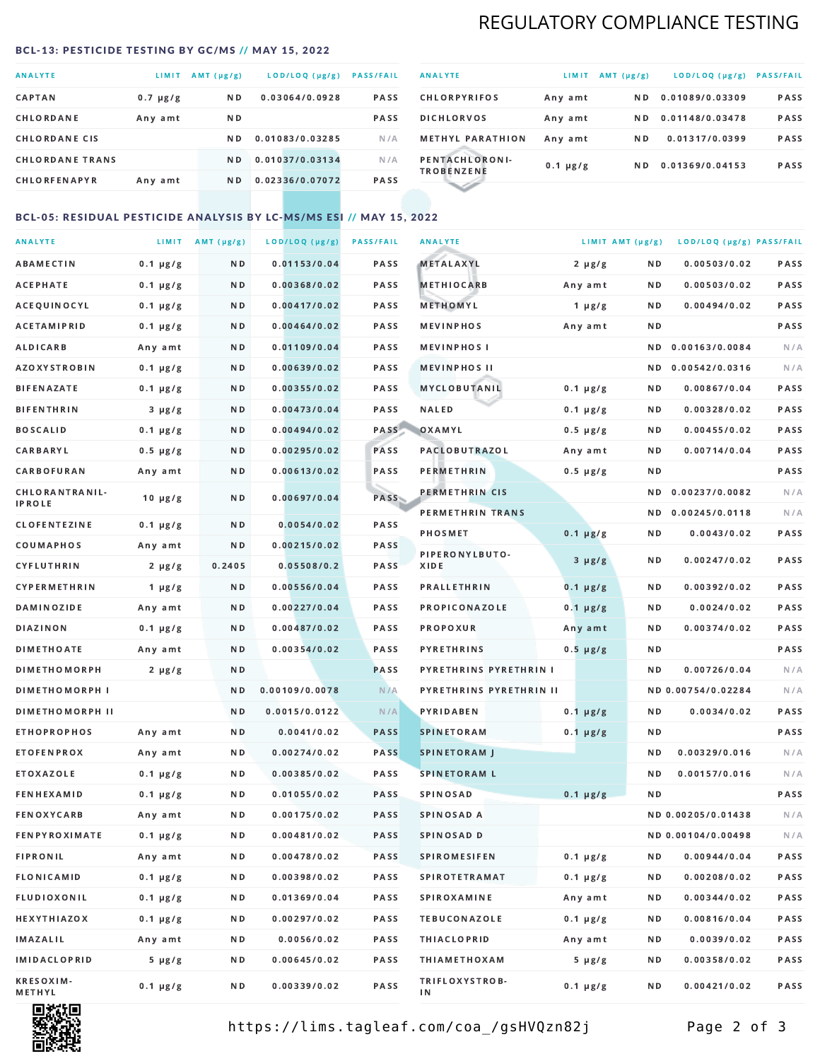# REGULATORY COMPLIANCE TESTING

## BCL-13: PESTICIDE TESTING BY GC/MS // MAY 15, 2022

| ANALYTE | LIMIT | AMT (µg/g) | LOD/LOQ (µg/g) | PASS/FAIL |
|---|---|---|---|---|
| CAPTAN | 0.7 µg/g | ND | 0.03064/0.0928 | PASS |
| CHLORDANE | Any amt | ND | | PASS |
| CHLORDANE CIS | | ND | 0.01083/0.03285 | N/A |
| CHLORDANE TRANS | | ND | 0.01037/0.03134 | N/A |
| CHLORFENAPYR | Any amt | ND | 0.02336/0.07072 | PASS |
| CHLORPYRIFOS | Any amt | ND | 0.01089/0.03309 | PASS |
| DICHLORVOS | Any amt | ND | 0.01148/0.03478 | PASS |
| METHYL PARATHION | Any amt | ND | 0.01317/0.0399 | PASS |
| PENTACHLORONITROBENZENE | 0.1 µg/g | ND | 0.01369/0.04153 | PASS |

## BCL-05: RESIDUAL PESTICIDE ANALYSIS BY LC-MS/MS ESI // MAY 15, 2022

| ANALYTE | LIMIT | AMT (µg/g) | LOD/LOQ (µg/g) | PASS/FAIL |
|---|---|---|---|---|
| ABAMECTIN | 0.1 µg/g | ND | 0.01153/0.04 | PASS |
| ACEPHATE | 0.1 µg/g | ND | 0.00368/0.02 | PASS |
| ACEQUINOCYL | 0.1 µg/g | ND | 0.00417/0.02 | PASS |
| ACETAMIPRID | 0.1 µg/g | ND | 0.00464/0.02 | PASS |
| ALDICARB | Any amt | ND | 0.01109/0.04 | PASS |
| AZOXYSTROBIN | 0.1 µg/g | ND | 0.00639/0.02 | PASS |
| BIFENAZATE | 0.1 µg/g | ND | 0.00355/0.02 | PASS |
| BIFENTHRIN | 3 µg/g | ND | 0.00473/0.04 | PASS |
| BOSCALID | 0.1 µg/g | ND | 0.00494/0.02 | PASS |
| CARBARYL | 0.5 µg/g | ND | 0.00295/0.02 | PASS |
| CARBOFURAN | Any amt | ND | 0.00613/0.02 | PASS |
| CHLORANTRANILIPROLE | 10 µg/g | ND | 0.00697/0.04 | PASS |
| CLOFENTEZINE | 0.1 µg/g | ND | 0.0054/0.02 | PASS |
| COUMAPHOS | Any amt | ND | 0.00215/0.02 | PASS |
| CYFLUTHRIN | 2 µg/g | 0.2405 | 0.05508/0.2 | PASS |
| CYPERMETHRIN | 1 µg/g | ND | 0.00556/0.04 | PASS |
| DAMINOZIDE | Any amt | ND | 0.00227/0.04 | PASS |
| DIAZINON | 0.1 µg/g | ND | 0.00487/0.02 | PASS |
| DIMETHOATE | Any amt | ND | 0.00354/0.02 | PASS |
| DIMETHOMORPH | 2 µg/g | ND | | PASS |
| DIMETHOMORPH I | | ND | 0.00109/0.0078 | N/A |
| DIMETHOMORPH II | | ND | 0.0015/0.0122 | N/A |
| ETHOPROPHOS | Any amt | ND | 0.0041/0.02 | PASS |
| ETOFENPROX | Any amt | ND | 0.00274/0.02 | PASS |
| ETOXAZOLE | 0.1 µg/g | ND | 0.00385/0.02 | PASS |
| FENHEXAMID | 0.1 µg/g | ND | 0.01055/0.02 | PASS |
| FENOXYCARB | Any amt | ND | 0.00175/0.02 | PASS |
| FENPYROXIMATE | 0.1 µg/g | ND | 0.00481/0.02 | PASS |
| FIPRONIL | Any amt | ND | 0.00478/0.02 | PASS |
| FLONICAMID | 0.1 µg/g | ND | 0.00398/0.02 | PASS |
| FLUDIOXONIL | 0.1 µg/g | ND | 0.01369/0.04 | PASS |
| HEXYTHIAZOX | 0.1 µg/g | ND | 0.00297/0.02 | PASS |
| IMAZALIL | Any amt | ND | 0.0056/0.02 | PASS |
| IMIDACLOPRID | 5 µg/g | ND | 0.00645/0.02 | PASS |
| KRESOXIM-METHYL | 0.1 µg/g | ND | 0.00339/0.02 | PASS |
| METALAXYL | 2 µg/g | ND | 0.00503/0.02 | PASS |
| METHIOCARB | Any amt | ND | 0.00503/0.02 | PASS |
| METHOMYL | 1 µg/g | ND | 0.00494/0.02 | PASS |
| MEVINPHOS | Any amt | ND | | PASS |
| MEVINPHOS I | | ND | 0.00163/0.0084 | N/A |
| MEVINPHOS II | | ND | 0.00542/0.0316 | N/A |
| MYCLOBUTANIL | 0.1 µg/g | ND | 0.00867/0.04 | PASS |
| NALED | 0.1 µg/g | ND | 0.00328/0.02 | PASS |
| OXAMYL | 0.5 µg/g | ND | 0.00455/0.02 | PASS |
| PACLOBUTRAZOL | Any amt | ND | 0.00714/0.04 | PASS |
| PERMETHRIN | 0.5 µg/g | ND | | PASS |
| PERMETHRIN CIS | | ND | 0.00237/0.0082 | N/A |
| PERMETHRIN TRANS | | ND | 0.00245/0.0118 | N/A |
| PHOSMET | 0.1 µg/g | ND | 0.0043/0.02 | PASS |
| PIPERONYLBUTOXIDE | 3 µg/g | ND | 0.00247/0.02 | PASS |
| PRALLETHRIN | 0.1 µg/g | ND | 0.00392/0.02 | PASS |
| PROPICONAZOLE | 0.1 µg/g | ND | 0.0024/0.02 | PASS |
| PROPOXUR | Any amt | ND | 0.00374/0.02 | PASS |
| PYRETHRINS | 0.5 µg/g | ND | | PASS |
| PYRETHRINS PYRETHRIN I | | ND | 0.00726/0.04 | N/A |
| PYRETHRINS PYRETHRIN II | | ND | 0.00754/0.02284 | N/A |
| PYRIDABEN | 0.1 µg/g | ND | 0.0034/0.02 | PASS |
| SPINETORAM | 0.1 µg/g | ND | | PASS |
| SPINETORAM J | | ND | 0.00329/0.016 | N/A |
| SPINETORAM L | | ND | 0.00157/0.016 | N/A |
| SPINOSAD | 0.1 µg/g | ND | | PASS |
| SPINOSAD A | | ND | 0.00205/0.01438 | N/A |
| SPINOSAD D | | ND | 0.00104/0.00498 | N/A |
| SPIROMESIFEN | 0.1 µg/g | ND | 0.00944/0.04 | PASS |
| SPIROTETRAMAT | 0.1 µg/g | ND | 0.00208/0.02 | PASS |
| SPIROXAMINE | Any amt | ND | 0.00344/0.02 | PASS |
| TEBUCONAZOLE | 0.1 µg/g | ND | 0.00816/0.04 | PASS |
| THIACLOPRID | Any amt | ND | 0.0039/0.02 | PASS |
| THIAMETHOXAM | 5 µg/g | ND | 0.00358/0.02 | PASS |
| TRIFLOXYSTROBIN | 0.1 µg/g | ND | 0.00421/0.02 | PASS |

https://lims.tagleaf.com/coa_/gsHVQzn82j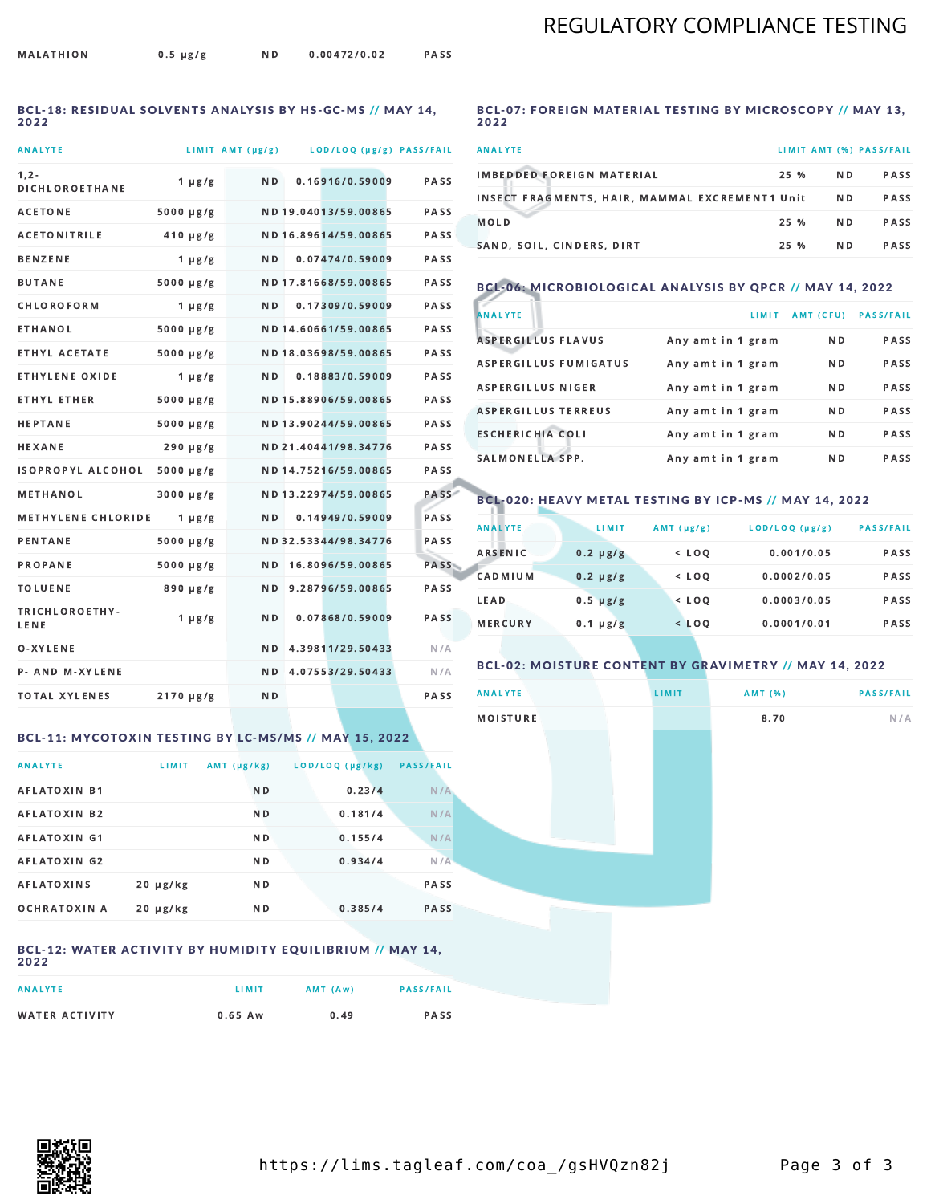# REGULATORY COMPLIANCE TESTING

| | | | | |
|---|---|---|---|---|
| MALATHION | 0.5 µg/g | ND | 0.00472/0.02 | PASS |

## BCL-18: RESIDUAL SOLVENTS ANALYSIS BY HS-GC-MS // MAY 14, 2022

| ANALYTE | LIMIT | AMT (µg/g) | LOD/LOQ (µg/g) | PASS/FAIL |
|---|---|---|---|---|
| 1,2-DICHLOROETHANE | 1 µg/g | ND | 0.16916/0.59009 | PASS |
| ACETONE | 5000 µg/g | ND | 19.04013/59.00865 | PASS |
| ACETONITRILE | 410 µg/g | ND | 16.89614/59.00865 | PASS |
| BENZENE | 1 µg/g | ND | 0.07474/0.59009 | PASS |
| BUTANE | 5000 µg/g | ND | 17.81668/59.00865 | PASS |
| CHLOROFORM | 1 µg/g | ND | 0.17309/0.59009 | PASS |
| ETHANOL | 5000 µg/g | ND | 14.60661/59.00865 | PASS |
| ETHYL ACETATE | 5000 µg/g | ND | 18.03698/59.00865 | PASS |
| ETHYLENE OXIDE | 1 µg/g | ND | 0.18883/0.59009 | PASS |
| ETHYL ETHER | 5000 µg/g | ND | 15.88906/59.00865 | PASS |
| HEPTANE | 5000 µg/g | ND | 13.90244/59.00865 | PASS |
| HEXANE | 290 µg/g | ND | 21.40441/98.34776 | PASS |
| ISOPROPYL ALCOHOL | 5000 µg/g | ND | 14.75216/59.00865 | PASS |
| METHANOL | 3000 µg/g | ND | 13.22974/59.00865 | PASS |
| METHYLENE CHLORIDE | 1 µg/g | ND | 0.14949/0.59009 | PASS |
| PENTANE | 5000 µg/g | ND | 32.53344/98.34776 | PASS |
| PROPANE | 5000 µg/g | ND | 16.8096/59.00865 | PASS |
| TOLUENE | 890 µg/g | ND | 9.28796/59.00865 | PASS |
| TRICHLOROETHYLENE | 1 µg/g | ND | 0.07868/0.59009 | PASS |
| O-XYLENE | | ND | 4.39811/29.50433 | N/A |
| P- AND M-XYLENE | | ND | 4.07553/29.50433 | N/A |
| TOTAL XYLENES | 2170 µg/g | ND | | PASS |

## BCL-11: MYCOTOXIN TESTING BY LC-MS/MS // MAY 15, 2022

| ANALYTE | LIMIT | AMT (µg/kg) | LOD/LOQ (µg/kg) | PASS/FAIL |
|---|---|---|---|---|
| AFLATOXIN B1 | | ND | 0.23/4 | N/A |
| AFLATOXIN B2 | | ND | 0.181/4 | N/A |
| AFLATOXIN G1 | | ND | 0.155/4 | N/A |
| AFLATOXIN G2 | | ND | 0.934/4 | N/A |
| AFLATOXINS | 20 µg/kg | ND | | PASS |
| OCHRATOXIN A | 20 µg/kg | ND | 0.385/4 | PASS |

## BCL-12: WATER ACTIVITY BY HUMIDITY EQUILIBRIUM // MAY 14, 2022

| ANALYTE | LIMIT | AMT (Aw) | PASS/FAIL |
|---|---|---|---|
| WATER ACTIVITY | 0.65 Aw | 0.49 | PASS |

## BCL-07: FOREIGN MATERIAL TESTING BY MICROSCOPY // MAY 13, 2022

| ANALYTE | LIMIT | AMT (%) | PASS/FAIL |
|---|---|---|---|
| IMBEDDED FOREIGN MATERIAL | 25 % | ND | PASS |
| INSECT FRAGMENTS, HAIR, MAMMAL EXCREMENT | 1 Unit | ND | PASS |
| MOLD | 25 % | ND | PASS |
| SAND, SOIL, CINDERS, DIRT | 25 % | ND | PASS |

## BCL-06: MICROBIOLOGICAL ANALYSIS BY QPCR // MAY 14, 2022

| ANALYTE | LIMIT | AMT (CFU) | PASS/FAIL |
|---|---|---|---|
| ASPERGILLUS FLAVUS | Any amt in 1 gram | ND | PASS |
| ASPERGILLUS FUMIGATUS | Any amt in 1 gram | ND | PASS |
| ASPERGILLUS NIGER | Any amt in 1 gram | ND | PASS |
| ASPERGILLUS TERREUS | Any amt in 1 gram | ND | PASS |
| ESCHERICHIA COLI | Any amt in 1 gram | ND | PASS |
| SALMONELLA SPP. | Any amt in 1 gram | ND | PASS |

## BCL-020: HEAVY METAL TESTING BY ICP-MS // MAY 14, 2022

| ANALYTE | LIMIT | AMT (µg/g) | LOD/LOQ (µg/g) | PASS/FAIL |
|---|---|---|---|---|
| ARSENIC | 0.2 µg/g | < LOQ | 0.001/0.05 | PASS |
| CADMIUM | 0.2 µg/g | < LOQ | 0.0002/0.05 | PASS |
| LEAD | 0.5 µg/g | < LOQ | 0.0003/0.05 | PASS |
| MERCURY | 0.1 µg/g | < LOQ | 0.0001/0.01 | PASS |

## BCL-02: MOISTURE CONTENT BY GRAVIMETRY // MAY 14, 2022

| ANALYTE | LIMIT | AMT (%) | PASS/FAIL |
|---|---|---|---|
| MOISTURE | | 8.70 | N/A |

https://lims.tagleaf.com/coa_/gsHVQzn82j